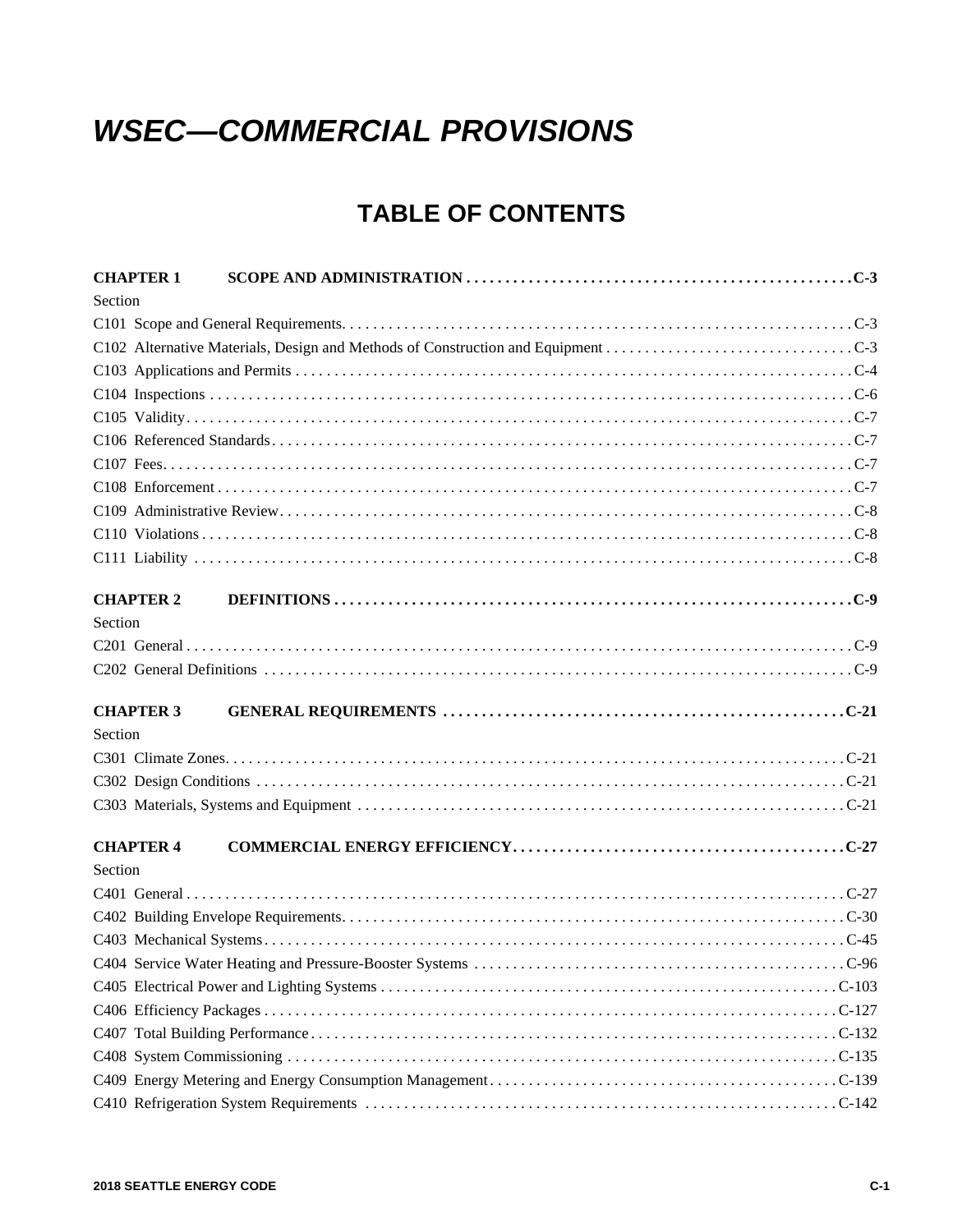# WSEC—COMMERCIAL PROVISIONS

## TABLE OF CONTENTS

**CHAPTER 1 SCOPE AND ADMINISTRATION . . . . . . . . . . C-3**

Section

C101 Scope and General Requirements. . . . . . . . . . C-3

C102 Alternative Materials, Design and Methods of Construction and Equipment . . . . . . . . . . C-3

C103 Applications and Permits . . . . . . . . . . C-4

C104 Inspections . . . . . . . . . . C-6

C105 Validity. . . . . . . . . . C-7

C106 Referenced Standards . . . . . . . . . . C-7

C107 Fees. . . . . . . . . . C-7

C108 Enforcement . . . . . . . . . . C-7

C109 Administrative Review. . . . . . . . . . C-8

C110 Violations . . . . . . . . . . C-8

C111 Liability . . . . . . . . . . C-8

**CHAPTER 2 DEFINITIONS . . . . . . . . . . C-9**

Section

C201 General . . . . . . . . . . C-9

C202 General Definitions . . . . . . . . . . C-9

**CHAPTER 3 GENERAL REQUIREMENTS . . . . . . . . . . C-21**

Section

C301 Climate Zones. . . . . . . . . . C-21

C302 Design Conditions . . . . . . . . . . C-21

C303 Materials, Systems and Equipment . . . . . . . . . . C-21

**CHAPTER 4 COMMERCIAL ENERGY EFFICIENCY. . . . . . . . . . C-27**

Section

C401 General . . . . . . . . . . C-27

C402 Building Envelope Requirements. . . . . . . . . . C-30

C403 Mechanical Systems . . . . . . . . . . C-45

C404 Service Water Heating and Pressure-Booster Systems . . . . . . . . . . C-96

C405 Electrical Power and Lighting Systems . . . . . . . . . . C-103

C406 Efficiency Packages . . . . . . . . . . C-127

C407 Total Building Performance . . . . . . . . . . C-132

C408 System Commissioning . . . . . . . . . . C-135

C409 Energy Metering and Energy Consumption Management . . . . . . . . . . C-139

C410 Refrigeration System Requirements . . . . . . . . . . C-142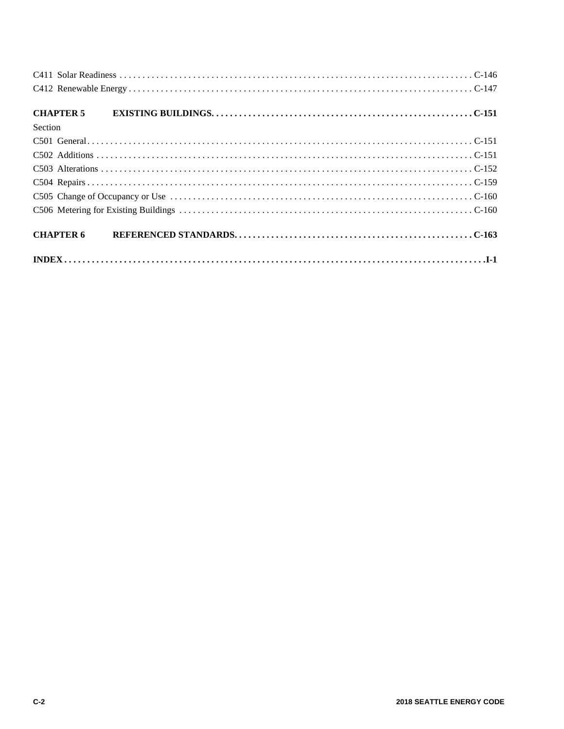C411 Solar Readiness . . . . . . . . . . . . . . . . . . . . . . . . . . . . . . . . . . . . . . . . . . . . . . . . . . . . . . . . . . . . . . . . . . . . . . . . . . C-146

C412 Renewable Energy . . . . . . . . . . . . . . . . . . . . . . . . . . . . . . . . . . . . . . . . . . . . . . . . . . . . . . . . . . . . . . . . . . . . . . . . . C-147

**CHAPTER 5 EXISTING BUILDINGS. . . . . . . . . . . . . . . . . . . . . . . . . . . . . . . . . . . . . . . . . . . . . . . . . . . . . . C-151**

Section

C501 General. . . . . . . . . . . . . . . . . . . . . . . . . . . . . . . . . . . . . . . . . . . . . . . . . . . . . . . . . . . . . . . . . . . . . . . . . . . . . . . C-151

C502 Additions . . . . . . . . . . . . . . . . . . . . . . . . . . . . . . . . . . . . . . . . . . . . . . . . . . . . . . . . . . . . . . . . . . . . . . . . . . . . . C-151

C503 Alterations . . . . . . . . . . . . . . . . . . . . . . . . . . . . . . . . . . . . . . . . . . . . . . . . . . . . . . . . . . . . . . . . . . . . . . . . . . . C-152

C504 Repairs . . . . . . . . . . . . . . . . . . . . . . . . . . . . . . . . . . . . . . . . . . . . . . . . . . . . . . . . . . . . . . . . . . . . . . . . . . . . . . . C-159

C505 Change of Occupancy or Use . . . . . . . . . . . . . . . . . . . . . . . . . . . . . . . . . . . . . . . . . . . . . . . . . . . . . . . . . . . . . . C-160

C506 Metering for Existing Buildings . . . . . . . . . . . . . . . . . . . . . . . . . . . . . . . . . . . . . . . . . . . . . . . . . . . . . . . . . . . . C-160

**CHAPTER 6 REFERENCED STANDARDS. . . . . . . . . . . . . . . . . . . . . . . . . . . . . . . . . . . . . . . . . . . . . . . . . . . C-163**

**INDEX . . . . . . . . . . . . . . . . . . . . . . . . . . . . . . . . . . . . . . . . . . . . . . . . . . . . . . . . . . . . . . . . . . . . . . . . . . . . . . . . . . . I-1**